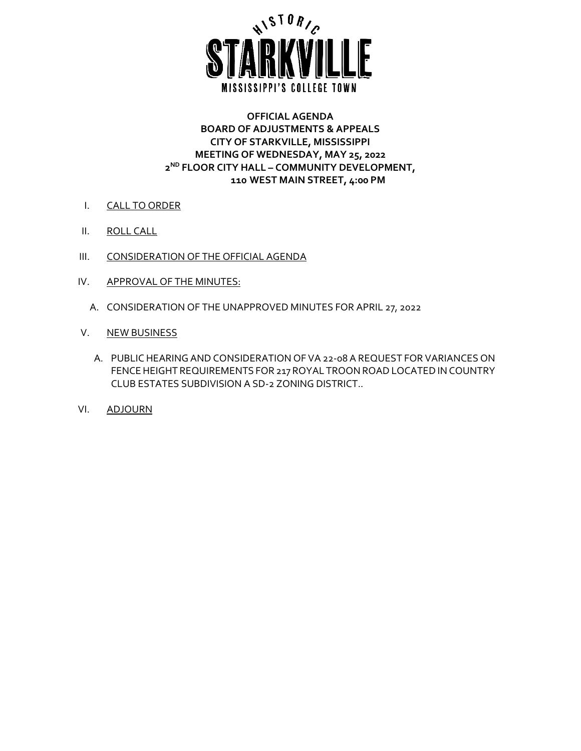HISTORIC STARKVILLE

MISSISSIPPI'S COLLEGE TOWN

**OFFICIAL AGENDA**
**BOARD OF ADJUSTMENTS & APPEALS**
**CITY OF STARKVILLE, MISSISSIPPI**
**MEETING OF WEDNESDAY, MAY 25, 2022**
**2ND FLOOR CITY HALL – COMMUNITY DEVELOPMENT,**
**110 WEST MAIN STREET, 4:00 PM**

I. CALL TO ORDER

II. ROLL CALL

III. CONSIDERATION OF THE OFFICIAL AGENDA

IV. APPROVAL OF THE MINUTES:

A. CONSIDERATION OF THE UNAPPROVED MINUTES FOR APRIL 27, 2022

V. NEW BUSINESS

A. PUBLIC HEARING AND CONSIDERATION OF VA 22-08 A REQUEST FOR VARIANCES ON FENCE HEIGHT REQUIREMENTS FOR 217 ROYAL TROON ROAD LOCATED IN COUNTRY CLUB ESTATES SUBDIVISION A SD-2 ZONING DISTRICT..

VI. ADJOURN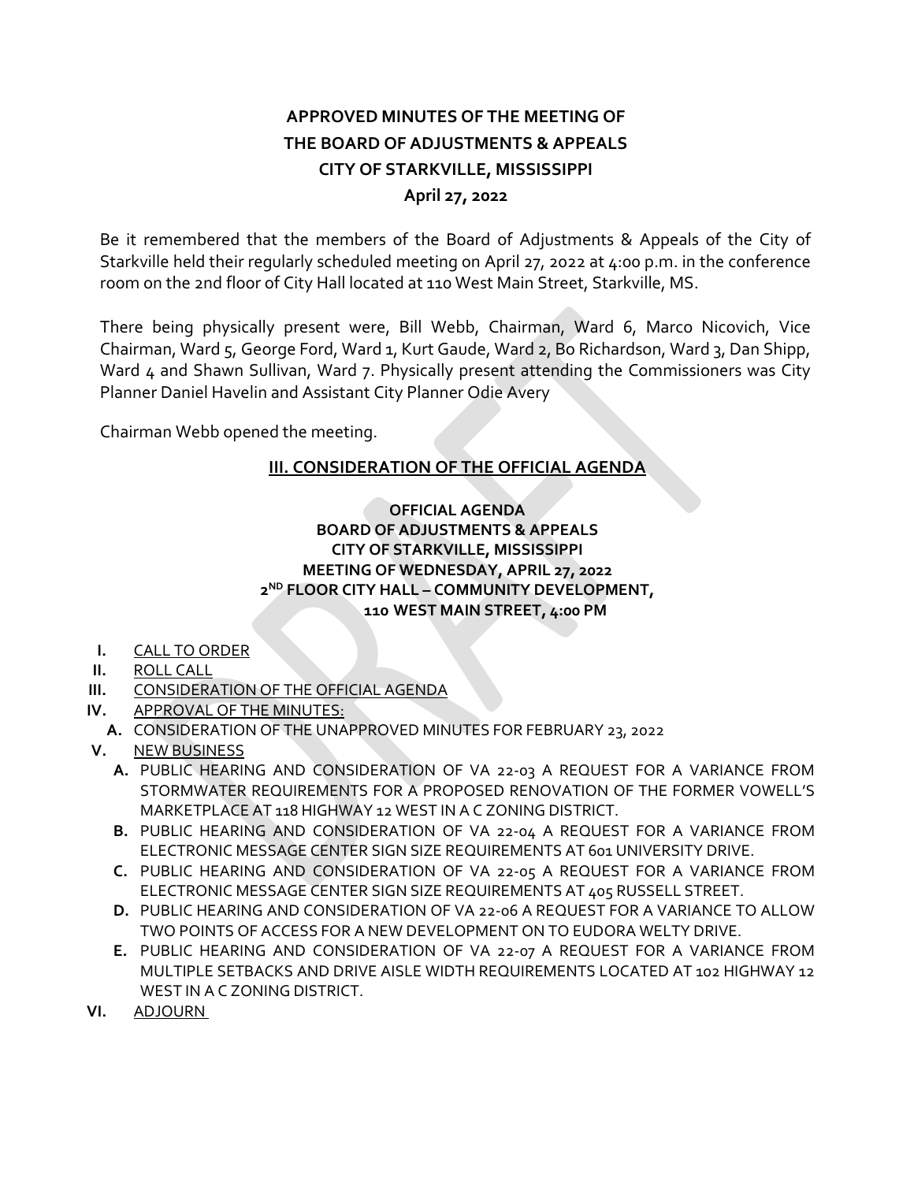# APPROVED MINUTES OF THE MEETING OF THE BOARD OF ADJUSTMENTS & APPEALS CITY OF STARKVILLE, MISSISSIPPI April 27, 2022

Be it remembered that the members of the Board of Adjustments & Appeals of the City of Starkville held their regularly scheduled meeting on April 27, 2022 at 4:00 p.m. in the conference room on the 2nd floor of City Hall located at 110 West Main Street, Starkville, MS.

There being physically present were, Bill Webb, Chairman, Ward 6, Marco Nicovich, Vice Chairman, Ward 5, George Ford, Ward 1, Kurt Gaude, Ward 2, Bo Richardson, Ward 3, Dan Shipp, Ward 4 and Shawn Sullivan, Ward 7. Physically present attending the Commissioners was City Planner Daniel Havelin and Assistant City Planner Odie Avery

Chairman Webb opened the meeting.

## III. CONSIDERATION OF THE OFFICIAL AGENDA

**OFFICIAL AGENDA**
**BOARD OF ADJUSTMENTS & APPEALS**
**CITY OF STARKVILLE, MISSISSIPPI**
**MEETING OF WEDNESDAY, APRIL 27, 2022**
**2ND FLOOR CITY HALL – COMMUNITY DEVELOPMENT,**
**110 WEST MAIN STREET, 4:00 PM**

- **I.** CALL TO ORDER
- **II.** ROLL CALL
- **III.** CONSIDERATION OF THE OFFICIAL AGENDA
- **IV.** APPROVAL OF THE MINUTES:
  - **A.** CONSIDERATION OF THE UNAPPROVED MINUTES FOR FEBRUARY 23, 2022
- **V.** NEW BUSINESS
  - **A.** PUBLIC HEARING AND CONSIDERATION OF VA 22-03 A REQUEST FOR A VARIANCE FROM STORMWATER REQUIREMENTS FOR A PROPOSED RENOVATION OF THE FORMER VOWELL'S MARKETPLACE AT 118 HIGHWAY 12 WEST IN A C ZONING DISTRICT.
  - **B.** PUBLIC HEARING AND CONSIDERATION OF VA 22-04 A REQUEST FOR A VARIANCE FROM ELECTRONIC MESSAGE CENTER SIGN SIZE REQUIREMENTS AT 601 UNIVERSITY DRIVE.
  - **C.** PUBLIC HEARING AND CONSIDERATION OF VA 22-05 A REQUEST FOR A VARIANCE FROM ELECTRONIC MESSAGE CENTER SIGN SIZE REQUIREMENTS AT 405 RUSSELL STREET.
  - **D.** PUBLIC HEARING AND CONSIDERATION OF VA 22-06 A REQUEST FOR A VARIANCE TO ALLOW TWO POINTS OF ACCESS FOR A NEW DEVELOPMENT ON TO EUDORA WELTY DRIVE.
  - **E.** PUBLIC HEARING AND CONSIDERATION OF VA 22-07 A REQUEST FOR A VARIANCE FROM MULTIPLE SETBACKS AND DRIVE AISLE WIDTH REQUIREMENTS LOCATED AT 102 HIGHWAY 12 WEST IN A C ZONING DISTRICT.
- **VI.** ADJOURN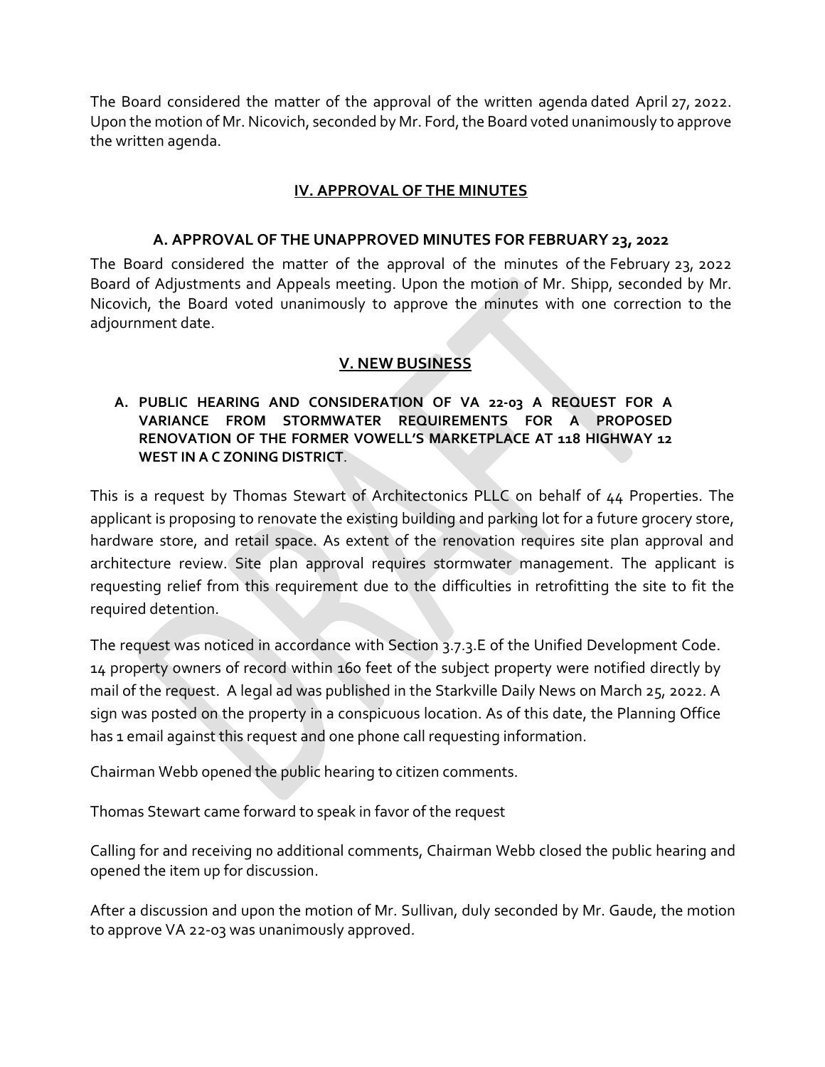The Board considered the matter of the approval of the written agenda dated April 27, 2022. Upon the motion of Mr. Nicovich, seconded by Mr. Ford, the Board voted unanimously to approve the written agenda.

## IV. APPROVAL OF THE MINUTES

### A. APPROVAL OF THE UNAPPROVED MINUTES FOR FEBRUARY 23, 2022

The Board considered the matter of the approval of the minutes of the February 23, 2022 Board of Adjustments and Appeals meeting. Upon the motion of Mr. Shipp, seconded by Mr. Nicovich, the Board voted unanimously to approve the minutes with one correction to the adjournment date.

## V. NEW BUSINESS

**A. PUBLIC HEARING AND CONSIDERATION OF VA 22-03 A REQUEST FOR A VARIANCE FROM STORMWATER REQUIREMENTS FOR A PROPOSED RENOVATION OF THE FORMER VOWELL'S MARKETPLACE AT 118 HIGHWAY 12 WEST IN A C ZONING DISTRICT**.

This is a request by Thomas Stewart of Architectonics PLLC on behalf of 44 Properties. The applicant is proposing to renovate the existing building and parking lot for a future grocery store, hardware store, and retail space. As extent of the renovation requires site plan approval and architecture review. Site plan approval requires stormwater management. The applicant is requesting relief from this requirement due to the difficulties in retrofitting the site to fit the required detention.

The request was noticed in accordance with Section 3.7.3.E of the Unified Development Code. 14 property owners of record within 160 feet of the subject property were notified directly by mail of the request. A legal ad was published in the Starkville Daily News on March 25, 2022. A sign was posted on the property in a conspicuous location. As of this date, the Planning Office has 1 email against this request and one phone call requesting information.

Chairman Webb opened the public hearing to citizen comments.

Thomas Stewart came forward to speak in favor of the request

Calling for and receiving no additional comments, Chairman Webb closed the public hearing and opened the item up for discussion.

After a discussion and upon the motion of Mr. Sullivan, duly seconded by Mr. Gaude, the motion to approve VA 22-03 was unanimously approved.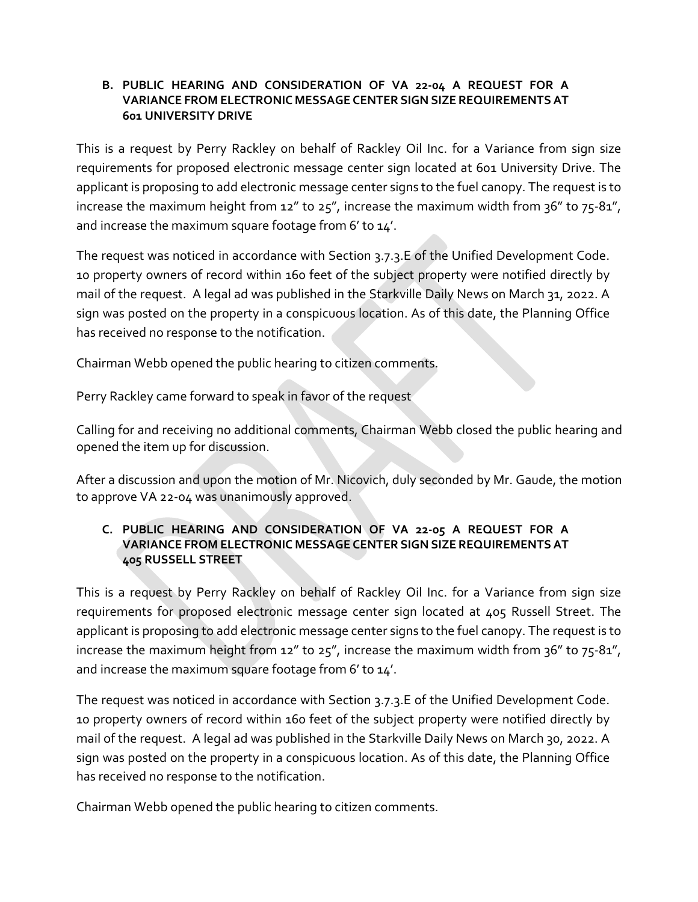**B. PUBLIC HEARING AND CONSIDERATION OF VA 22-04 A REQUEST FOR A VARIANCE FROM ELECTRONIC MESSAGE CENTER SIGN SIZE REQUIREMENTS AT 601 UNIVERSITY DRIVE**

This is a request by Perry Rackley on behalf of Rackley Oil Inc. for a Variance from sign size requirements for proposed electronic message center sign located at 601 University Drive. The applicant is proposing to add electronic message center signs to the fuel canopy. The request is to increase the maximum height from 12" to 25", increase the maximum width from 36" to 75-81", and increase the maximum square footage from 6' to 14'.

The request was noticed in accordance with Section 3.7.3.E of the Unified Development Code. 10 property owners of record within 160 feet of the subject property were notified directly by mail of the request. A legal ad was published in the Starkville Daily News on March 31, 2022. A sign was posted on the property in a conspicuous location. As of this date, the Planning Office has received no response to the notification.

Chairman Webb opened the public hearing to citizen comments.

Perry Rackley came forward to speak in favor of the request

Calling for and receiving no additional comments, Chairman Webb closed the public hearing and opened the item up for discussion.

After a discussion and upon the motion of Mr. Nicovich, duly seconded by Mr. Gaude, the motion to approve VA 22-04 was unanimously approved.

**C. PUBLIC HEARING AND CONSIDERATION OF VA 22-05 A REQUEST FOR A VARIANCE FROM ELECTRONIC MESSAGE CENTER SIGN SIZE REQUIREMENTS AT 405 RUSSELL STREET**

This is a request by Perry Rackley on behalf of Rackley Oil Inc. for a Variance from sign size requirements for proposed electronic message center sign located at 405 Russell Street. The applicant is proposing to add electronic message center signs to the fuel canopy. The request is to increase the maximum height from 12" to 25", increase the maximum width from 36" to 75-81", and increase the maximum square footage from 6' to 14'.

The request was noticed in accordance with Section 3.7.3.E of the Unified Development Code. 10 property owners of record within 160 feet of the subject property were notified directly by mail of the request. A legal ad was published in the Starkville Daily News on March 30, 2022. A sign was posted on the property in a conspicuous location. As of this date, the Planning Office has received no response to the notification.

Chairman Webb opened the public hearing to citizen comments.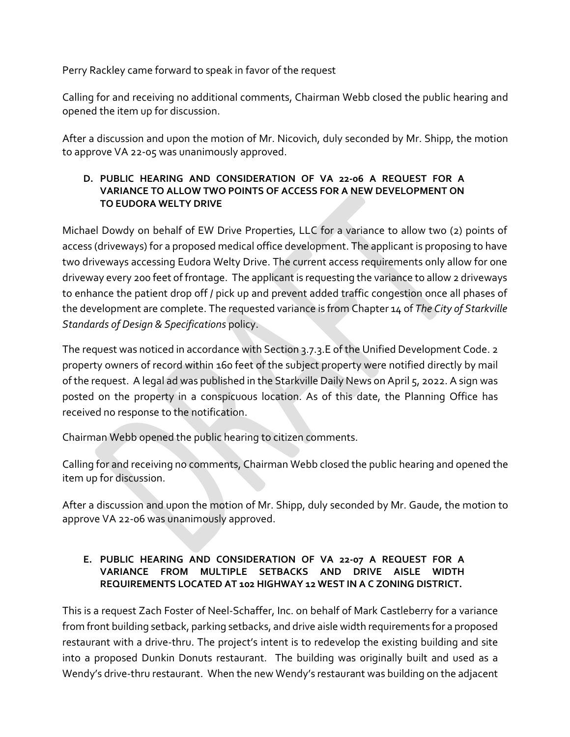Perry Rackley came forward to speak in favor of the request

Calling for and receiving no additional comments, Chairman Webb closed the public hearing and opened the item up for discussion.

After a discussion and upon the motion of Mr. Nicovich, duly seconded by Mr. Shipp, the motion to approve VA 22-05 was unanimously approved.

**D. PUBLIC HEARING AND CONSIDERATION OF VA 22-06 A REQUEST FOR A VARIANCE TO ALLOW TWO POINTS OF ACCESS FOR A NEW DEVELOPMENT ON TO EUDORA WELTY DRIVE**

Michael Dowdy on behalf of EW Drive Properties, LLC for a variance to allow two (2) points of access (driveways) for a proposed medical office development. The applicant is proposing to have two driveways accessing Eudora Welty Drive. The current access requirements only allow for one driveway every 200 feet of frontage. The applicant is requesting the variance to allow 2 driveways to enhance the patient drop off / pick up and prevent added traffic congestion once all phases of the development are complete. The requested variance is from Chapter 14 of *The City of Starkville Standards of Design & Specifications* policy.

The request was noticed in accordance with Section 3.7.3.E of the Unified Development Code. 2 property owners of record within 160 feet of the subject property were notified directly by mail of the request. A legal ad was published in the Starkville Daily News on April 5, 2022. A sign was posted on the property in a conspicuous location. As of this date, the Planning Office has received no response to the notification.

Chairman Webb opened the public hearing to citizen comments.

Calling for and receiving no comments, Chairman Webb closed the public hearing and opened the item up for discussion.

After a discussion and upon the motion of Mr. Shipp, duly seconded by Mr. Gaude, the motion to approve VA 22-06 was unanimously approved.

**E. PUBLIC HEARING AND CONSIDERATION OF VA 22-07 A REQUEST FOR A VARIANCE FROM MULTIPLE SETBACKS AND DRIVE AISLE WIDTH REQUIREMENTS LOCATED AT 102 HIGHWAY 12 WEST IN A C ZONING DISTRICT.**

This is a request Zach Foster of Neel-Schaffer, Inc. on behalf of Mark Castleberry for a variance from front building setback, parking setbacks, and drive aisle width requirements for a proposed restaurant with a drive-thru. The project's intent is to redevelop the existing building and site into a proposed Dunkin Donuts restaurant. The building was originally built and used as a Wendy's drive-thru restaurant. When the new Wendy's restaurant was building on the adjacent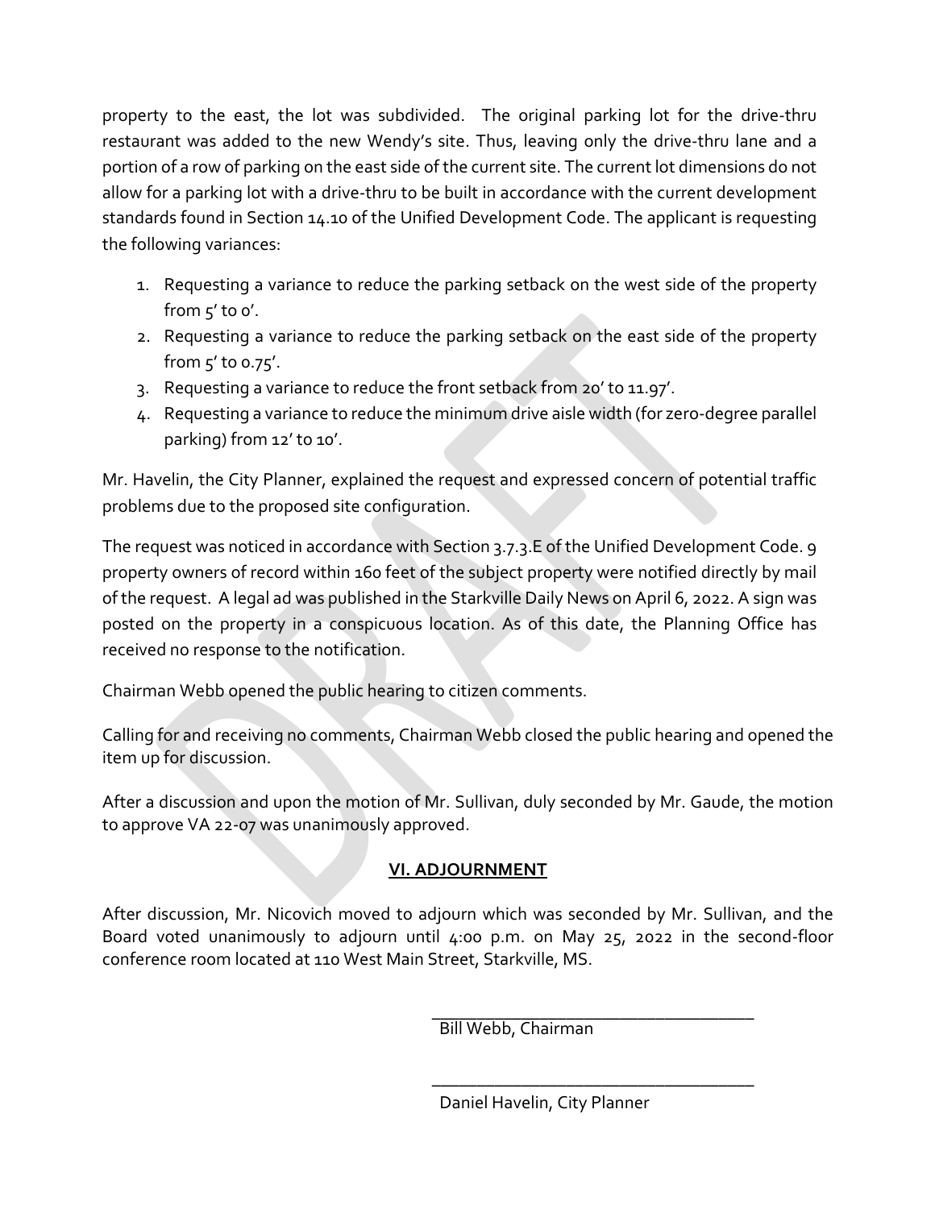property to the east, the lot was subdivided. The original parking lot for the drive-thru restaurant was added to the new Wendy's site. Thus, leaving only the drive-thru lane and a portion of a row of parking on the east side of the current site. The current lot dimensions do not allow for a parking lot with a drive-thru to be built in accordance with the current development standards found in Section 14.10 of the Unified Development Code. The applicant is requesting the following variances:

1. Requesting a variance to reduce the parking setback on the west side of the property from 5' to 0'.
2. Requesting a variance to reduce the parking setback on the east side of the property from 5' to 0.75'.
3. Requesting a variance to reduce the front setback from 20' to 11.97'.
4. Requesting a variance to reduce the minimum drive aisle width (for zero-degree parallel parking) from 12' to 10'.

Mr. Havelin, the City Planner, explained the request and expressed concern of potential traffic problems due to the proposed site configuration.

The request was noticed in accordance with Section 3.7.3.E of the Unified Development Code. 9 property owners of record within 160 feet of the subject property were notified directly by mail of the request. A legal ad was published in the Starkville Daily News on April 6, 2022. A sign was posted on the property in a conspicuous location. As of this date, the Planning Office has received no response to the notification.

Chairman Webb opened the public hearing to citizen comments.

Calling for and receiving no comments, Chairman Webb closed the public hearing and opened the item up for discussion.

After a discussion and upon the motion of Mr. Sullivan, duly seconded by Mr. Gaude, the motion to approve VA 22-07 was unanimously approved.

## VI. ADJOURNMENT

After discussion, Mr. Nicovich moved to adjourn which was seconded by Mr. Sullivan, and the Board voted unanimously to adjourn until 4:00 p.m. on May 25, 2022 in the second-floor conference room located at 110 West Main Street, Starkville, MS.

_____________________________________
Bill Webb, Chairman

_____________________________________
Daniel Havelin, City Planner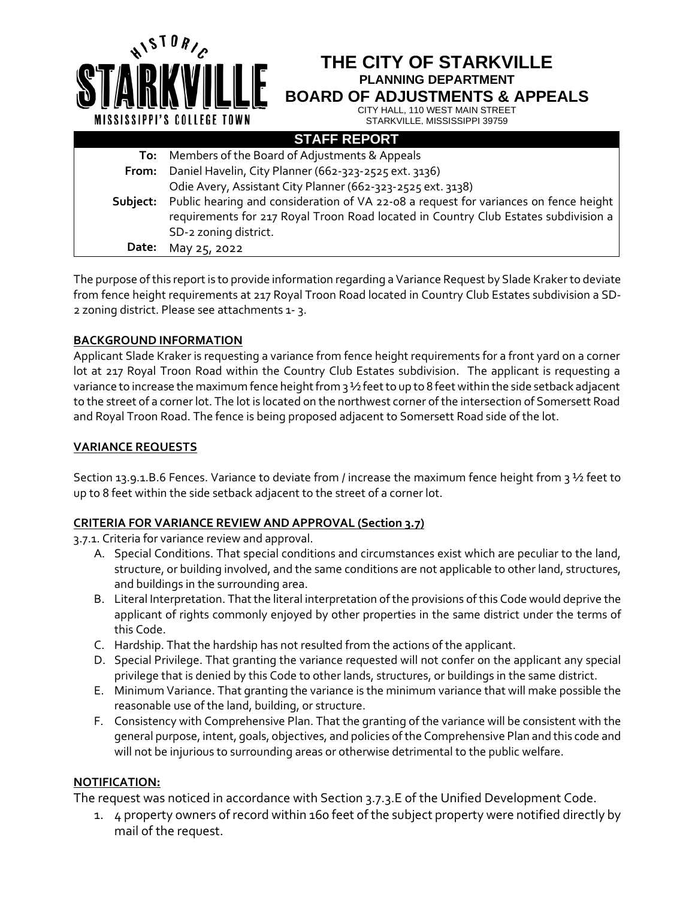# THE CITY OF STARKVILLE

**PLANNING DEPARTMENT**

**BOARD OF ADJUSTMENTS & APPEALS**

CITY HALL, 110 WEST MAIN STREET
STARKVILLE, MISSISSIPPI 39759

## STAFF REPORT

| | |
|---|---|
| **To:** | Members of the Board of Adjustments & Appeals |
| **From:** | Daniel Havelin, City Planner (662-323-2525 ext. 3136)<br>Odie Avery, Assistant City Planner (662-323-2525 ext. 3138) |
| **Subject:** | Public hearing and consideration of VA 22-08 a request for variances on fence height requirements for 217 Royal Troon Road located in Country Club Estates subdivision a SD-2 zoning district. |
| **Date:** | May 25, 2022 |

The purpose of this report is to provide information regarding a Variance Request by Slade Kraker to deviate from fence height requirements at 217 Royal Troon Road located in Country Club Estates subdivision a SD-2 zoning district. Please see attachments 1- 3.

**BACKGROUND INFORMATION**

Applicant Slade Kraker is requesting a variance from fence height requirements for a front yard on a corner lot at 217 Royal Troon Road within the Country Club Estates subdivision. The applicant is requesting a variance to increase the maximum fence height from 3 ½ feet to up to 8 feet within the side setback adjacent to the street of a corner lot. The lot is located on the northwest corner of the intersection of Somersett Road and Royal Troon Road. The fence is being proposed adjacent to Somersett Road side of the lot.

**VARIANCE REQUESTS**

Section 13.9.1.B.6 Fences. Variance to deviate from / increase the maximum fence height from 3 ½ feet to up to 8 feet within the side setback adjacent to the street of a corner lot.

**CRITERIA FOR VARIANCE REVIEW AND APPROVAL (Section 3.7)**

3.7.1. Criteria for variance review and approval.

A. Special Conditions. That special conditions and circumstances exist which are peculiar to the land, structure, or building involved, and the same conditions are not applicable to other land, structures, and buildings in the surrounding area.
B. Literal Interpretation. That the literal interpretation of the provisions of this Code would deprive the applicant of rights commonly enjoyed by other properties in the same district under the terms of this Code.
C. Hardship. That the hardship has not resulted from the actions of the applicant.
D. Special Privilege. That granting the variance requested will not confer on the applicant any special privilege that is denied by this Code to other lands, structures, or buildings in the same district.
E. Minimum Variance. That granting the variance is the minimum variance that will make possible the reasonable use of the land, building, or structure.
F. Consistency with Comprehensive Plan. That the granting of the variance will be consistent with the general purpose, intent, goals, objectives, and policies of the Comprehensive Plan and this code and will not be injurious to surrounding areas or otherwise detrimental to the public welfare.

**NOTIFICATION:**

The request was noticed in accordance with Section 3.7.3.E of the Unified Development Code.

1. 4 property owners of record within 160 feet of the subject property were notified directly by mail of the request.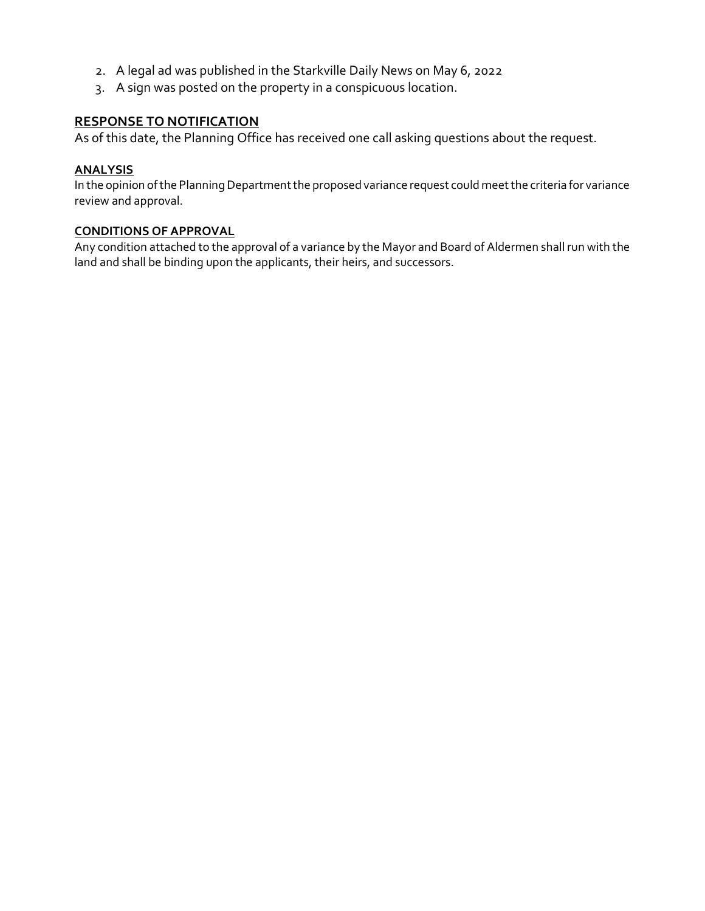2. A legal ad was published in the Starkville Daily News on May 6, 2022
3. A sign was posted on the property in a conspicuous location.

## RESPONSE TO NOTIFICATION

As of this date, the Planning Office has received one call asking questions about the request.

### ANALYSIS

In the opinion of the Planning Department the proposed variance request could meet the criteria for variance review and approval.

### CONDITIONS OF APPROVAL

Any condition attached to the approval of a variance by the Mayor and Board of Aldermen shall run with the land and shall be binding upon the applicants, their heirs, and successors.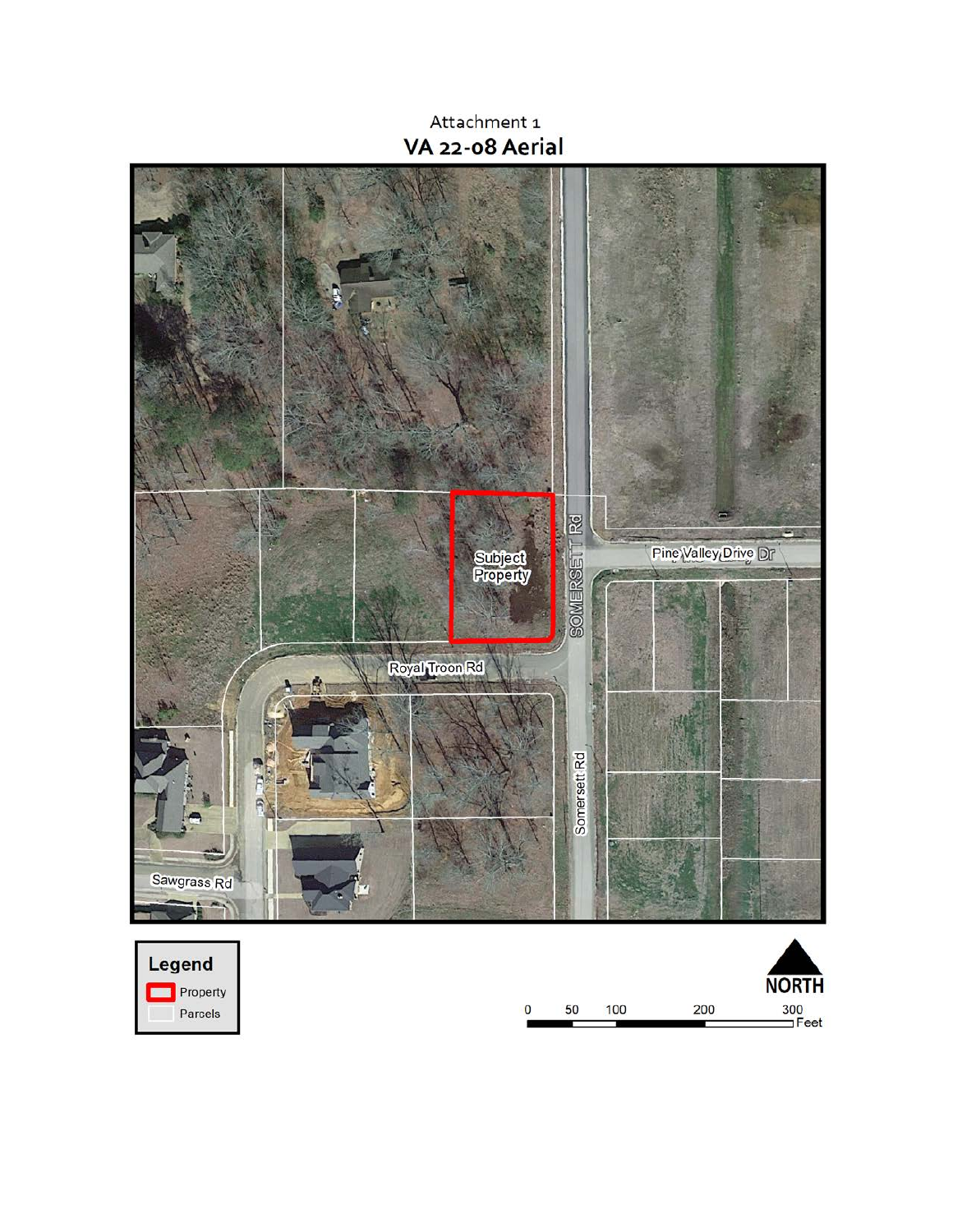Attachment 1

# VA 22-08 Aerial

Subject Property

SOMERSETT Rd

Pine Valley Drive Dr

Royal Troon Rd

Somersett Rd

Sawgrass Rd

**Legend**

- Property
- Parcels

NORTH

0 50 100 200 300 Feet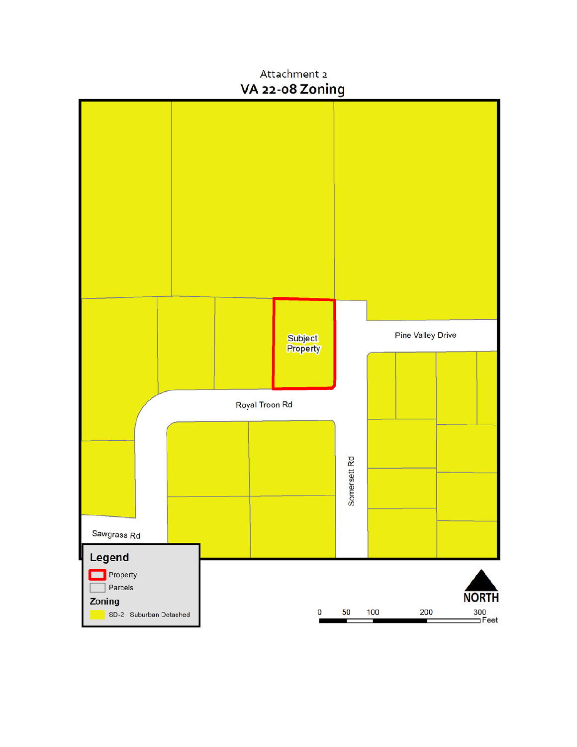Attachment 2

# VA 22-08 Zoning

Subject Property

Pine Valley Drive

Royal Troon Rd

Somersett Rd

Sawgrass Rd

**Legend**

Property

Parcels

**Zoning**

SD-2 Suburban Detached

NORTH

0 50 100 200 300 Feet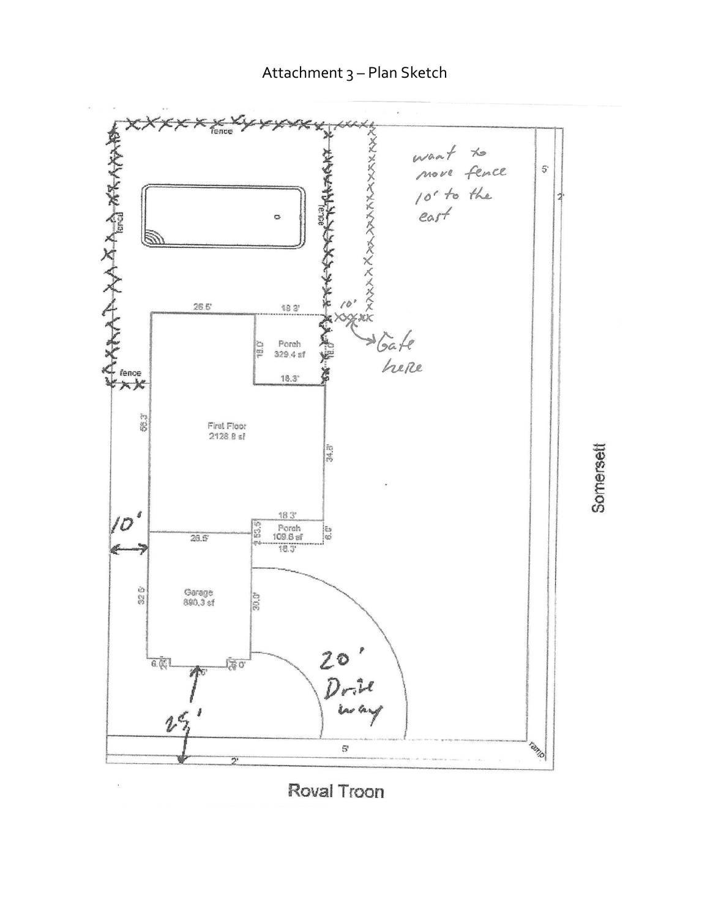Attachment 3 – Plan Sketch

fence

fence

fence

fence

want to move fence 10' to the east

5'

2'

26.5'

18.3'

10'

Gate here

Porch
329.4 sf

18.0'

18.3'

56.3'

First Floor
2128.8 sf

34.8'

18.3'

10'

26.5'

Porch
109.8 sf

6.0'

18.3'

Garage
890.3 sf

32.5'

30.0'

6.0'

6.0'

20'
Drive way

25'

5'

2'

ramp

Somersett

Roval Troon